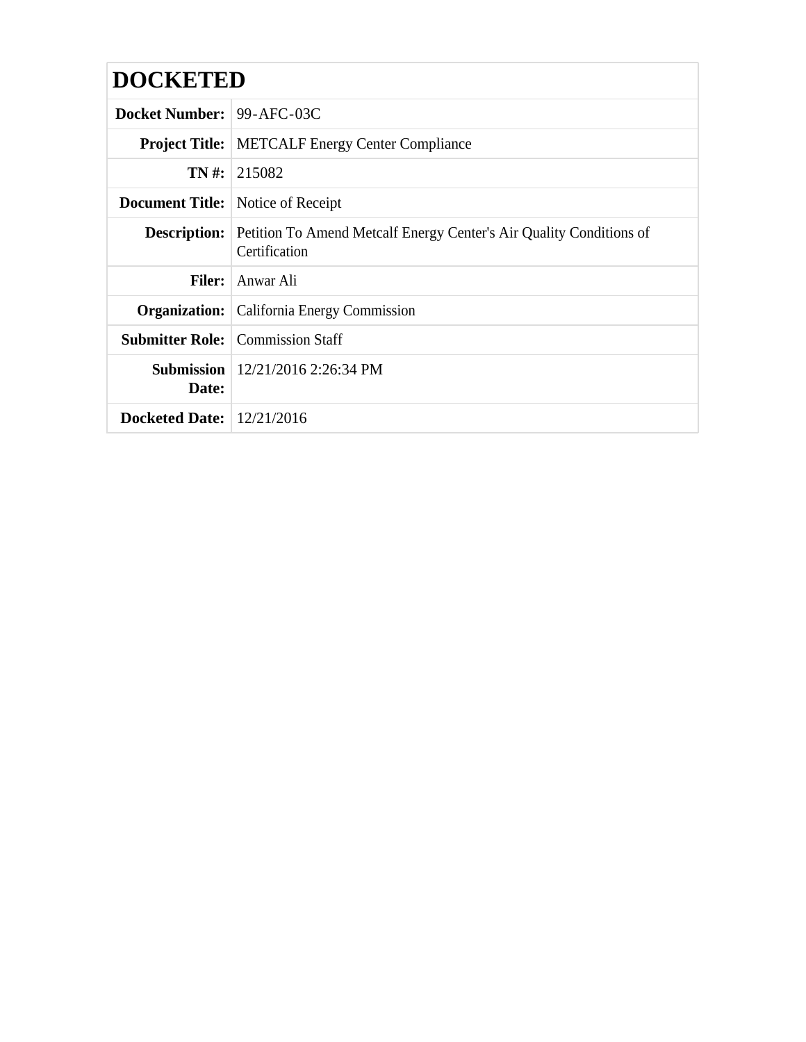# DOCKETED

| | |
|---|---|
| **Docket Number:** | 99-AFC-03C |
| **Project Title:** | METCALF Energy Center Compliance |
| **TN #:** | 215082 |
| **Document Title:** | Notice of Receipt |
| **Description:** | Petition To Amend Metcalf Energy Center's Air Quality Conditions of Certification |
| **Filer:** | Anwar Ali |
| **Organization:** | California Energy Commission |
| **Submitter Role:** | Commission Staff |
| **Submission Date:** | 12/21/2016 2:26:34 PM |
| **Docketed Date:** | 12/21/2016 |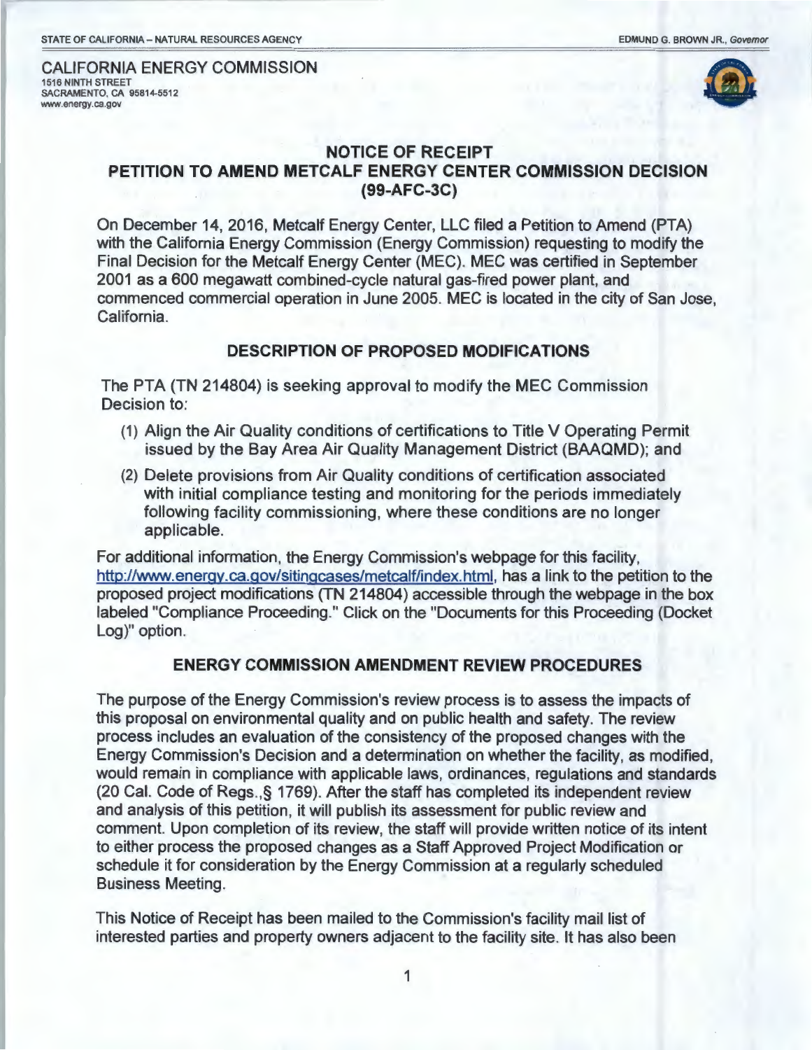STATE OF CALIFORNIA – NATURAL RESOURCES AGENCY

EDMUND G. BROWN JR., *Governor*

CALIFORNIA ENERGY COMMISSION
1516 NINTH STREET
SACRAMENTO, CA 95814-5512
www.energy.ca.gov

## NOTICE OF RECEIPT
## PETITION TO AMEND METCALF ENERGY CENTER COMMISSION DECISION (99-AFC-3C)

On December 14, 2016, Metcalf Energy Center, LLC filed a Petition to Amend (PTA) with the California Energy Commission (Energy Commission) requesting to modify the Final Decision for the Metcalf Energy Center (MEC). MEC was certified in September 2001 as a 600 megawatt combined-cycle natural gas-fired power plant, and commenced commercial operation in June 2005. MEC is located in the city of San Jose, California.

### DESCRIPTION OF PROPOSED MODIFICATIONS

The PTA (TN 214804) is seeking approval to modify the MEC Commission Decision to:

(1) Align the Air Quality conditions of certifications to Title V Operating Permit issued by the Bay Area Air Quality Management District (BAAQMD); and
(2) Delete provisions from Air Quality conditions of certification associated with initial compliance testing and monitoring for the periods immediately following facility commissioning, where these conditions are no longer applicable.

For additional information, the Energy Commission's webpage for this facility, http://www.energy.ca.gov/sitingcases/metcalf/index.html, has a link to the petition to the proposed project modifications (TN 214804) accessible through the webpage in the box labeled "Compliance Proceeding." Click on the "Documents for this Proceeding (Docket Log)" option.

### ENERGY COMMISSION AMENDMENT REVIEW PROCEDURES

The purpose of the Energy Commission's review process is to assess the impacts of this proposal on environmental quality and on public health and safety. The review process includes an evaluation of the consistency of the proposed changes with the Energy Commission's Decision and a determination on whether the facility, as modified, would remain in compliance with applicable laws, ordinances, regulations and standards (20 Cal. Code of Regs., § 1769). After the staff has completed its independent review and analysis of this petition, it will publish its assessment for public review and comment. Upon completion of its review, the staff will provide written notice of its intent to either process the proposed changes as a Staff Approved Project Modification or schedule it for consideration by the Energy Commission at a regularly scheduled Business Meeting.

This Notice of Receipt has been mailed to the Commission's facility mail list of interested parties and property owners adjacent to the facility site. It has also been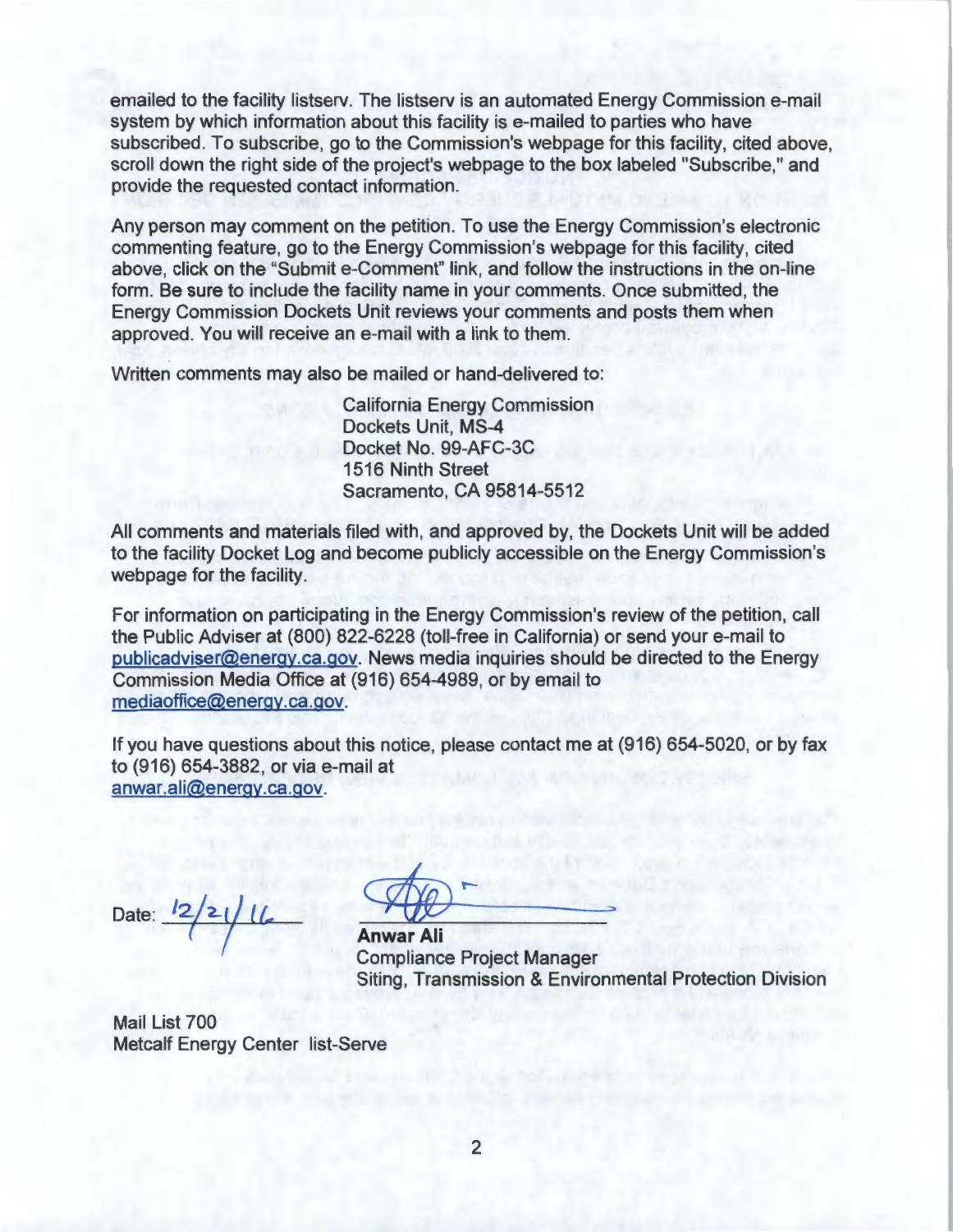emailed to the facility listserv. The listserv is an automated Energy Commission e-mail system by which information about this facility is e-mailed to parties who have subscribed. To subscribe, go to the Commission's webpage for this facility, cited above, scroll down the right side of the project's webpage to the box labeled "Subscribe," and provide the requested contact information.

Any person may comment on the petition. To use the Energy Commission's electronic commenting feature, go to the Energy Commission's webpage for this facility, cited above, click on the "Submit e-Comment" link, and follow the instructions in the on-line form. Be sure to include the facility name in your comments. Once submitted, the Energy Commission Dockets Unit reviews your comments and posts them when approved. You will receive an e-mail with a link to them.

Written comments may also be mailed or hand-delivered to:

California Energy Commission
Dockets Unit, MS-4
Docket No. 99-AFC-3C
1516 Ninth Street
Sacramento, CA 95814-5512

All comments and materials filed with, and approved by, the Dockets Unit will be added to the facility Docket Log and become publicly accessible on the Energy Commission's webpage for the facility.

For information on participating in the Energy Commission's review of the petition, call the Public Adviser at (800) 822-6228 (toll-free in California) or send your e-mail to publicadviser@energy.ca.gov. News media inquiries should be directed to the Energy Commission Media Office at (916) 654-4989, or by email to mediaoffice@energy.ca.gov.

If you have questions about this notice, please contact me at (916) 654-5020, or by fax to (916) 654-3882, or via e-mail at anwar.ali@energy.ca.gov.

Date: 12/21/16

**Anwar Ali**
Compliance Project Manager
Siting, Transmission & Environmental Protection Division

Mail List 700
Metcalf Energy Center list-Serve